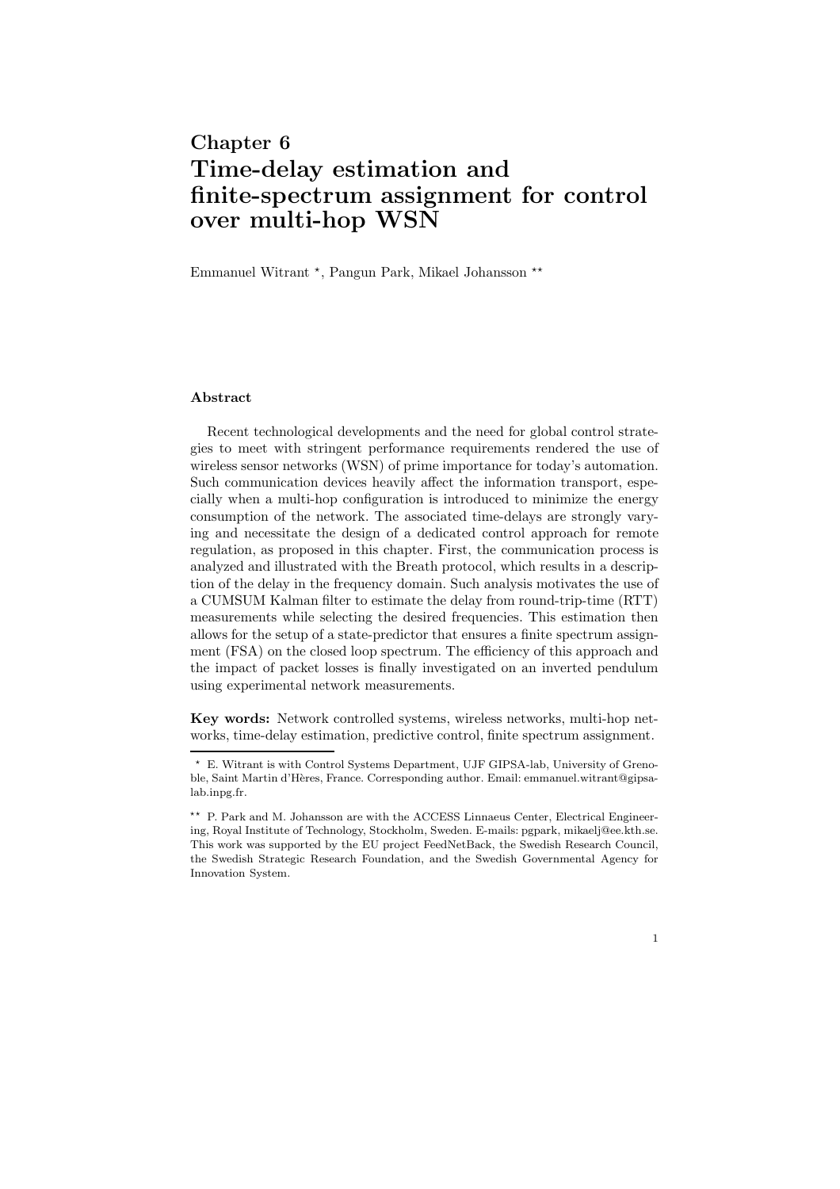# Chapter 6
# Time-delay estimation and finite-spectrum assignment for control over multi-hop WSN

Emmanuel Witrant [⋆], Pangun Park, Mikael Johansson [⋆⋆]

### Abstract

Recent technological developments and the need for global control strategies to meet with stringent performance requirements rendered the use of wireless sensor networks (WSN) of prime importance for today's automation. Such communication devices heavily affect the information transport, especially when a multi-hop configuration is introduced to minimize the energy consumption of the network. The associated time-delays are strongly varying and necessitate the design of a dedicated control approach for remote regulation, as proposed in this chapter. First, the communication process is analyzed and illustrated with the Breath protocol, which results in a description of the delay in the frequency domain. Such analysis motivates the use of a CUMSUM Kalman filter to estimate the delay from round-trip-time (RTT) measurements while selecting the desired frequencies. This estimation then allows for the setup of a state-predictor that ensures a finite spectrum assignment (FSA) on the closed loop spectrum. The efficiency of this approach and the impact of packet losses is finally investigated on an inverted pendulum using experimental network measurements.

**Key words:** Network controlled systems, wireless networks, multi-hop networks, time-delay estimation, predictive control, finite spectrum assignment.

---

[⋆] E. Witrant is with Control Systems Department, UJF GIPSA-lab, University of Grenoble, Saint Martin d'Hères, France. Corresponding author. Email: emmanuel.witrant@gipsa-lab.inpg.fr.

[⋆⋆] P. Park and M. Johansson are with the ACCESS Linnaeus Center, Electrical Engineering, Royal Institute of Technology, Stockholm, Sweden. E-mails: pgpark, mikaelj@ee.kth.se. This work was supported by the EU project FeedNetBack, the Swedish Research Council, the Swedish Strategic Research Foundation, and the Swedish Governmental Agency for Innovation System.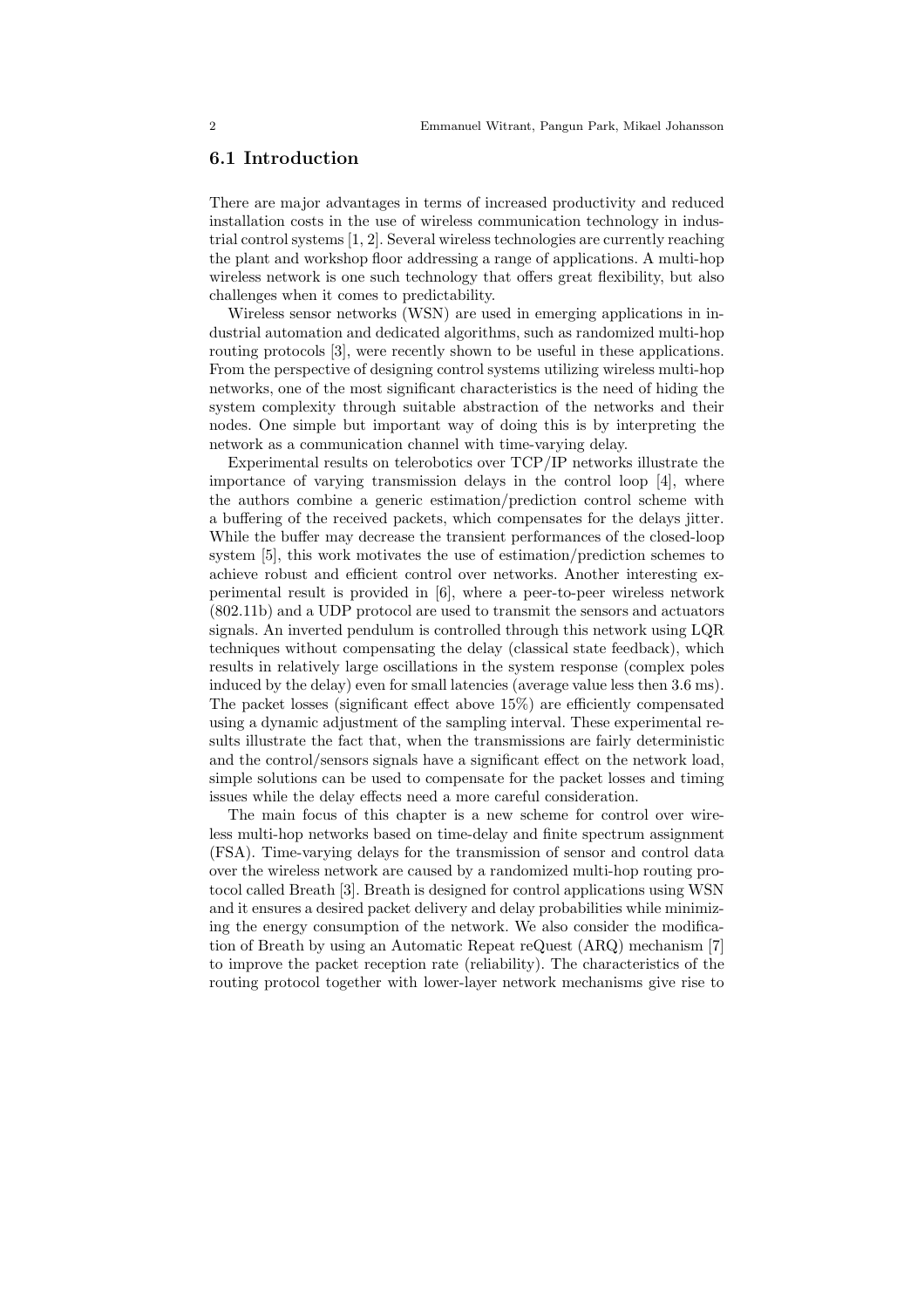## 6.1 Introduction

There are major advantages in terms of increased productivity and reduced installation costs in the use of wireless communication technology in industrial control systems [1, 2]. Several wireless technologies are currently reaching the plant and workshop floor addressing a range of applications. A multi-hop wireless network is one such technology that offers great flexibility, but also challenges when it comes to predictability.

Wireless sensor networks (WSN) are used in emerging applications in industrial automation and dedicated algorithms, such as randomized multi-hop routing protocols [3], were recently shown to be useful in these applications. From the perspective of designing control systems utilizing wireless multi-hop networks, one of the most significant characteristics is the need of hiding the system complexity through suitable abstraction of the networks and their nodes. One simple but important way of doing this is by interpreting the network as a communication channel with time-varying delay.

Experimental results on telerobotics over TCP/IP networks illustrate the importance of varying transmission delays in the control loop [4], where the authors combine a generic estimation/prediction control scheme with a buffering of the received packets, which compensates for the delays jitter. While the buffer may decrease the transient performances of the closed-loop system [5], this work motivates the use of estimation/prediction schemes to achieve robust and efficient control over networks. Another interesting experimental result is provided in [6], where a peer-to-peer wireless network (802.11b) and a UDP protocol are used to transmit the sensors and actuators signals. An inverted pendulum is controlled through this network using LQR techniques without compensating the delay (classical state feedback), which results in relatively large oscillations in the system response (complex poles induced by the delay) even for small latencies (average value less then 3.6 ms). The packet losses (significant effect above 15%) are efficiently compensated using a dynamic adjustment of the sampling interval. These experimental results illustrate the fact that, when the transmissions are fairly deterministic and the control/sensors signals have a significant effect on the network load, simple solutions can be used to compensate for the packet losses and timing issues while the delay effects need a more careful consideration.

The main focus of this chapter is a new scheme for control over wireless multi-hop networks based on time-delay and finite spectrum assignment (FSA). Time-varying delays for the transmission of sensor and control data over the wireless network are caused by a randomized multi-hop routing protocol called Breath [3]. Breath is designed for control applications using WSN and it ensures a desired packet delivery and delay probabilities while minimizing the energy consumption of the network. We also consider the modification of Breath by using an Automatic Repeat reQuest (ARQ) mechanism [7] to improve the packet reception rate (reliability). The characteristics of the routing protocol together with lower-layer network mechanisms give rise to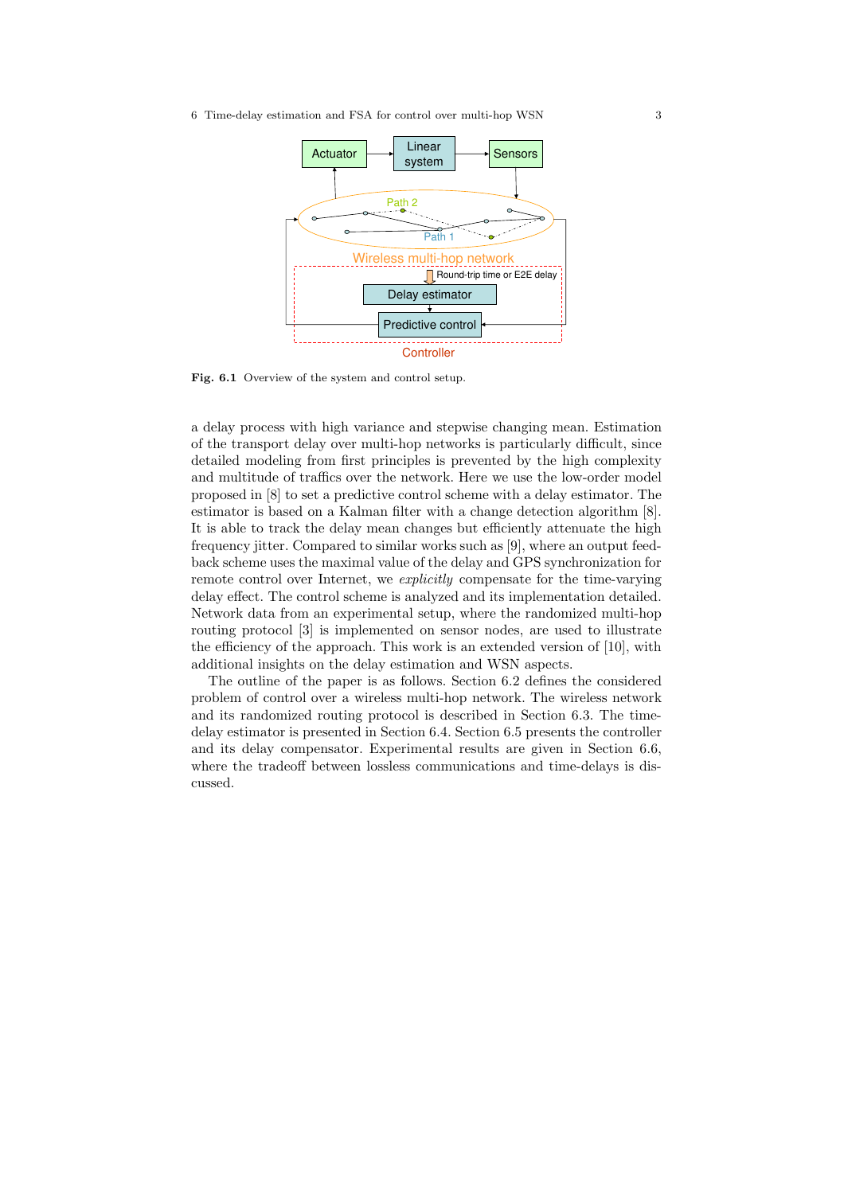Fig. 6.1 Overview of the system and control setup.

a delay process with high variance and stepwise changing mean. Estimation of the transport delay over multi-hop networks is particularly difficult, since detailed modeling from first principles is prevented by the high complexity and multitude of traffics over the network. Here we use the low-order model proposed in [8] to set a predictive control scheme with a delay estimator. The estimator is based on a Kalman filter with a change detection algorithm [8]. It is able to track the delay mean changes but efficiently attenuate the high frequency jitter. Compared to similar works such as [9], where an output feedback scheme uses the maximal value of the delay and GPS synchronization for remote control over Internet, we *explicitly* compensate for the time-varying delay effect. The control scheme is analyzed and its implementation detailed. Network data from an experimental setup, where the randomized multi-hop routing protocol [3] is implemented on sensor nodes, are used to illustrate the efficiency of the approach. This work is an extended version of [10], with additional insights on the delay estimation and WSN aspects.

The outline of the paper is as follows. Section 6.2 defines the considered problem of control over a wireless multi-hop network. The wireless network and its randomized routing protocol is described in Section 6.3. The time-delay estimator is presented in Section 6.4. Section 6.5 presents the controller and its delay compensator. Experimental results are given in Section 6.6, where the tradeoff between lossless communications and time-delays is discussed.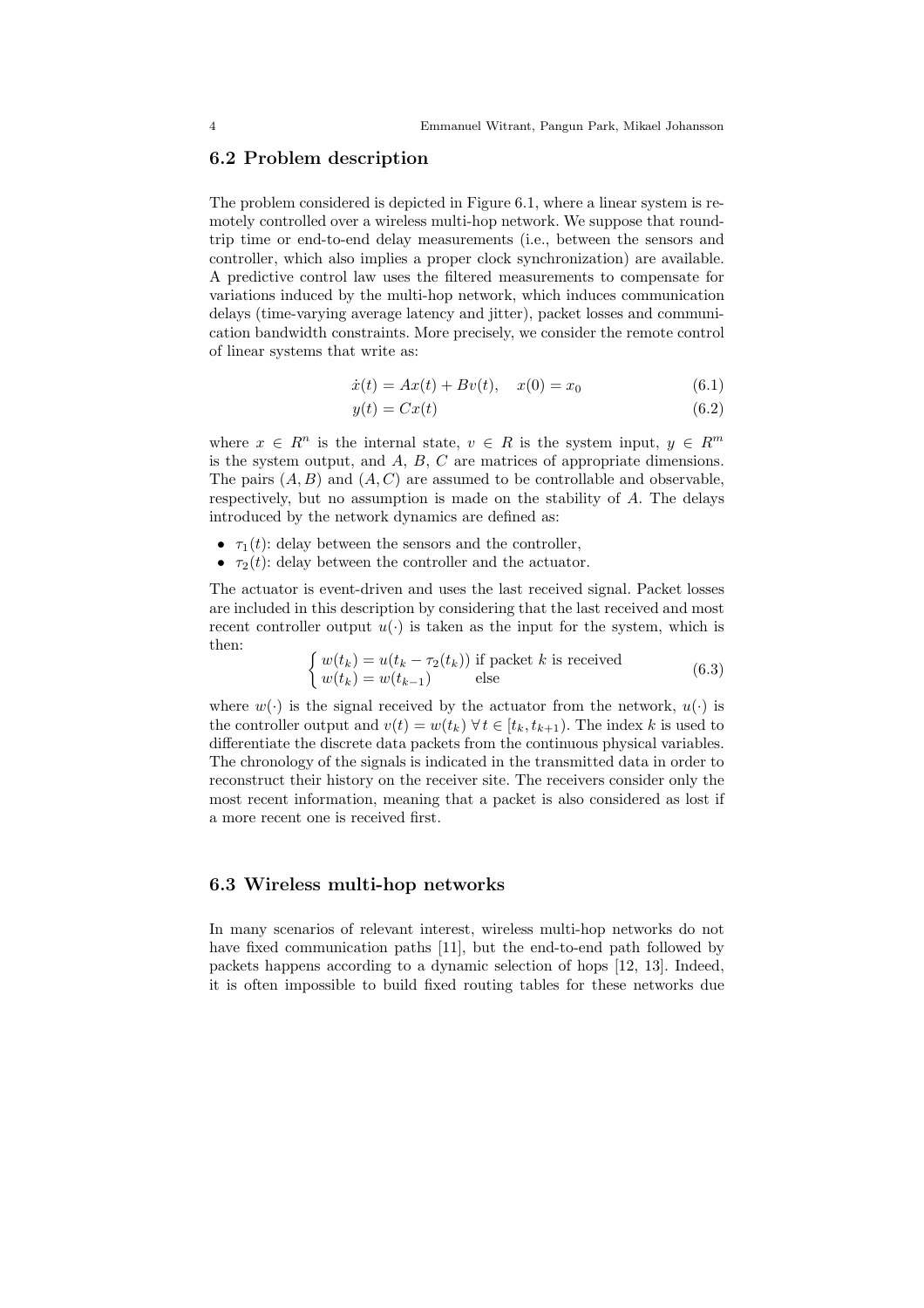## 6.2 Problem description

The problem considered is depicted in Figure 6.1, where a linear system is remotely controlled over a wireless multi-hop network. We suppose that round-trip time or end-to-end delay measurements (i.e., between the sensors and controller, which also implies a proper clock synchronization) are available. A predictive control law uses the filtered measurements to compensate for variations induced by the multi-hop network, which induces communication delays (time-varying average latency and jitter), packet losses and communication bandwidth constraints. More precisely, we consider the remote control of linear systems that write as:

$$\dot{x}(t) = Ax(t) + Bv(t), \quad x(0) = x_0 \tag{6.1}$$

$$y(t) = Cx(t) \tag{6.2}$$

where $x \in R^n$ is the internal state, $v \in R$ is the system input, $y \in R^m$ is the system output, and $A$, $B$, $C$ are matrices of appropriate dimensions. The pairs $(A, B)$ and $(A, C)$ are assumed to be controllable and observable, respectively, but no assumption is made on the stability of $A$. The delays introduced by the network dynamics are defined as:

- $\tau_1(t)$: delay between the sensors and the controller,
- $\tau_2(t)$: delay between the controller and the actuator.

The actuator is event-driven and uses the last received signal. Packet losses are included in this description by considering that the last received and most recent controller output $u(\cdot)$ is taken as the input for the system, which is then:

$$\begin{cases} w(t_k) = u(t_k - \tau_2(t_k)) & \text{if packet } k \text{ is received} \\ w(t_k) = w(t_{k-1}) & \text{else} \end{cases} \tag{6.3}$$

where $w(\cdot)$ is the signal received by the actuator from the network, $u(\cdot)$ is the controller output and $v(t) = w(t_k)\ \forall\, t \in [t_k, t_{k+1})$. The index $k$ is used to differentiate the discrete data packets from the continuous physical variables. The chronology of the signals is indicated in the transmitted data in order to reconstruct their history on the receiver site. The receivers consider only the most recent information, meaning that a packet is also considered as lost if a more recent one is received first.

## 6.3 Wireless multi-hop networks

In many scenarios of relevant interest, wireless multi-hop networks do not have fixed communication paths [11], but the end-to-end path followed by packets happens according to a dynamic selection of hops [12, 13]. Indeed, it is often impossible to build fixed routing tables for these networks due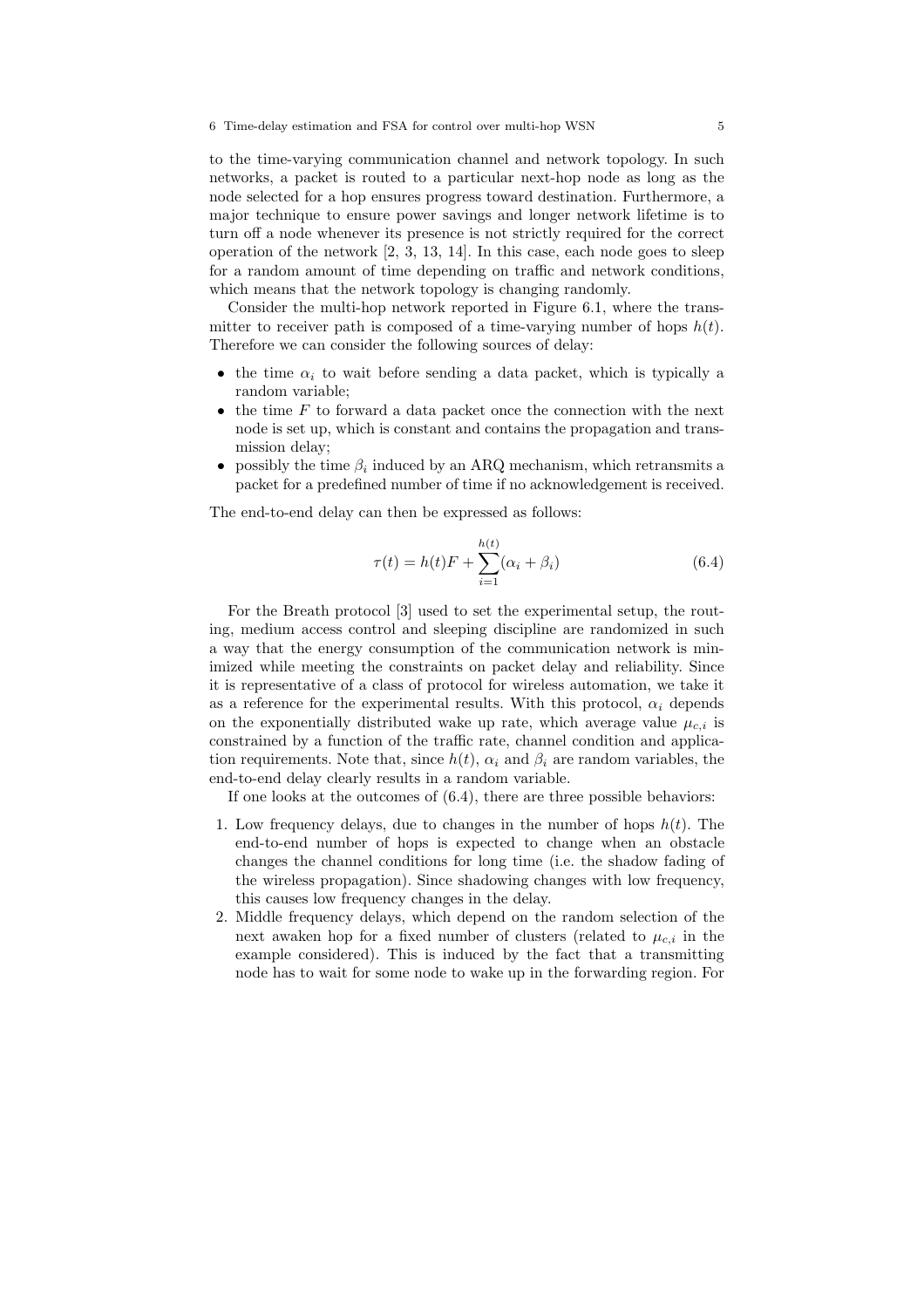to the time-varying communication channel and network topology. In such networks, a packet is routed to a particular next-hop node as long as the node selected for a hop ensures progress toward destination. Furthermore, a major technique to ensure power savings and longer network lifetime is to turn off a node whenever its presence is not strictly required for the correct operation of the network [2, 3, 13, 14]. In this case, each node goes to sleep for a random amount of time depending on traffic and network conditions, which means that the network topology is changing randomly.

Consider the multi-hop network reported in Figure 6.1, where the transmitter to receiver path is composed of a time-varying number of hops $h(t)$. Therefore we can consider the following sources of delay:

- the time $\alpha_i$ to wait before sending a data packet, which is typically a random variable;
- the time $F$ to forward a data packet once the connection with the next node is set up, which is constant and contains the propagation and transmission delay;
- possibly the time $\beta_i$ induced by an ARQ mechanism, which retransmits a packet for a predefined number of time if no acknowledgement is received.

The end-to-end delay can then be expressed as follows:

$$\tau(t) = h(t)F + \sum_{i=1}^{h(t)} (\alpha_i + \beta_i) \tag{6.4}$$

For the Breath protocol [3] used to set the experimental setup, the routing, medium access control and sleeping discipline are randomized in such a way that the energy consumption of the communication network is minimized while meeting the constraints on packet delay and reliability. Since it is representative of a class of protocol for wireless automation, we take it as a reference for the experimental results. With this protocol, $\alpha_i$ depends on the exponentially distributed wake up rate, which average value $\mu_{c,i}$ is constrained by a function of the traffic rate, channel condition and application requirements. Note that, since $h(t)$, $\alpha_i$ and $\beta_i$ are random variables, the end-to-end delay clearly results in a random variable.

If one looks at the outcomes of (6.4), there are three possible behaviors:

1. Low frequency delays, due to changes in the number of hops $h(t)$. The end-to-end number of hops is expected to change when an obstacle changes the channel conditions for long time (i.e. the shadow fading of the wireless propagation). Since shadowing changes with low frequency, this causes low frequency changes in the delay.
2. Middle frequency delays, which depend on the random selection of the next awaken hop for a fixed number of clusters (related to $\mu_{c,i}$ in the example considered). This is induced by the fact that a transmitting node has to wait for some node to wake up in the forwarding region. For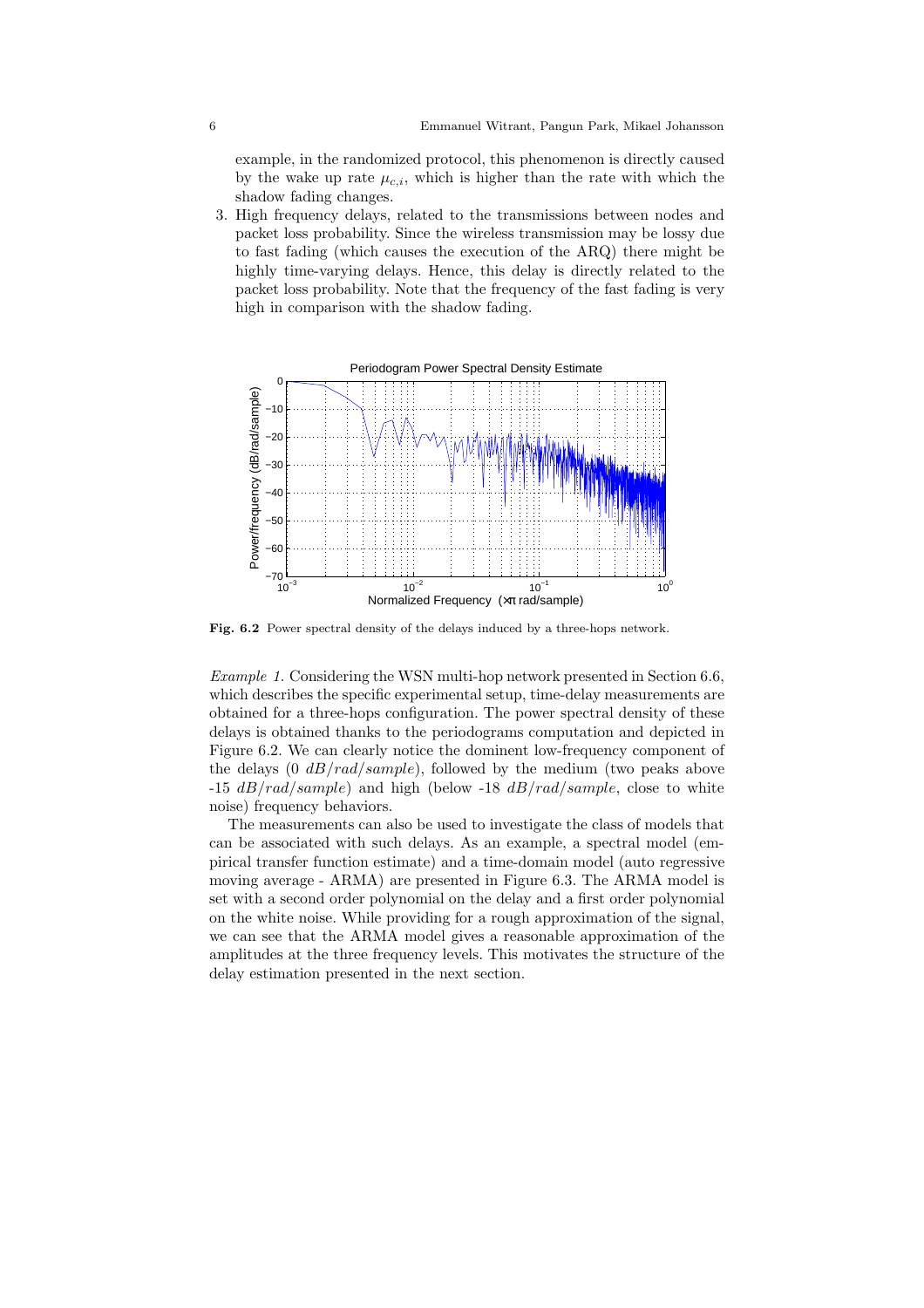example, in the randomized protocol, this phenomenon is directly caused by the wake up rate $\mu_{c,i}$, which is higher than the rate with which the shadow fading changes.

3. High frequency delays, related to the transmissions between nodes and packet loss probability. Since the wireless transmission may be lossy due to fast fading (which causes the execution of the ARQ) there might be highly time-varying delays. Hence, this delay is directly related to the packet loss probability. Note that the frequency of the fast fading is very high in comparison with the shadow fading.

**Fig. 6.2** Power spectral density of the delays induced by a three-hops network.

*Example 1.* Considering the WSN multi-hop network presented in Section 6.6, which describes the specific experimental setup, time-delay measurements are obtained for a three-hops configuration. The power spectral density of these delays is obtained thanks to the periodograms computation and depicted in Figure 6.2. We can clearly notice the dominent low-frequency component of the delays (0 $dB/rad/sample$), followed by the medium (two peaks above -15 $dB/rad/sample$) and high (below -18 $dB/rad/sample$, close to white noise) frequency behaviors.

The measurements can also be used to investigate the class of models that can be associated with such delays. As an example, a spectral model (empirical transfer function estimate) and a time-domain model (auto regressive moving average - ARMA) are presented in Figure 6.3. The ARMA model is set with a second order polynomial on the delay and a first order polynomial on the white noise. While providing for a rough approximation of the signal, we can see that the ARMA model gives a reasonable approximation of the amplitudes at the three frequency levels. This motivates the structure of the delay estimation presented in the next section.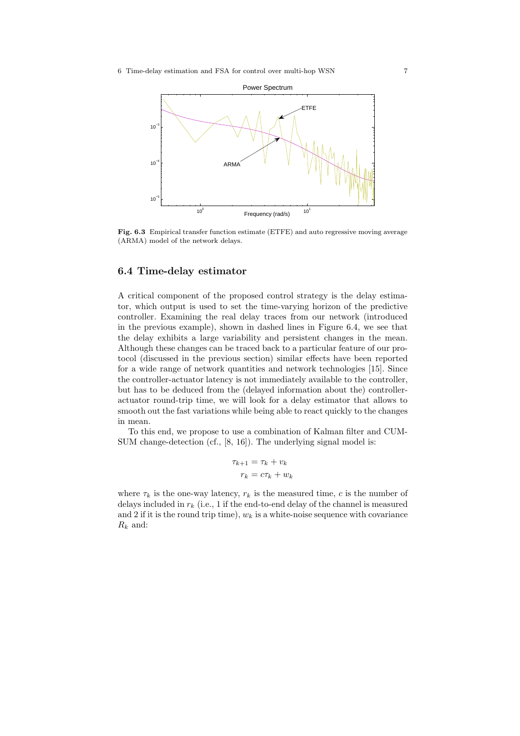**Fig. 6.3** Empirical transfer function estimate (ETFE) and auto regressive moving average (ARMA) model of the network delays.

## 6.4 Time-delay estimator

A critical component of the proposed control strategy is the delay estimator, which output is used to set the time-varying horizon of the predictive controller. Examining the real delay traces from our network (introduced in the previous example), shown in dashed lines in Figure 6.4, we see that the delay exhibits a large variability and persistent changes in the mean. Although these changes can be traced back to a particular feature of our protocol (discussed in the previous section) similar effects have been reported for a wide range of network quantities and network technologies [15]. Since the controller-actuator latency is not immediately available to the controller, but has to be deduced from the (delayed information about the) controller-actuator round-trip time, we will look for a delay estimator that allows to smooth out the fast variations while being able to react quickly to the changes in mean.

To this end, we propose to use a combination of Kalman filter and CUMSUM change-detection (cf., [8, 16]). The underlying signal model is:

$$
\begin{aligned}
\tau_{k+1} &= \tau_k + v_k \\
r_k &= c\tau_k + w_k
\end{aligned}
$$

where $\tau_k$ is the one-way latency, $r_k$ is the measured time, $c$ is the number of delays included in $r_k$ (i.e., 1 if the end-to-end delay of the channel is measured and 2 if it is the round trip time), $w_k$ is a white-noise sequence with covariance $R_k$ and: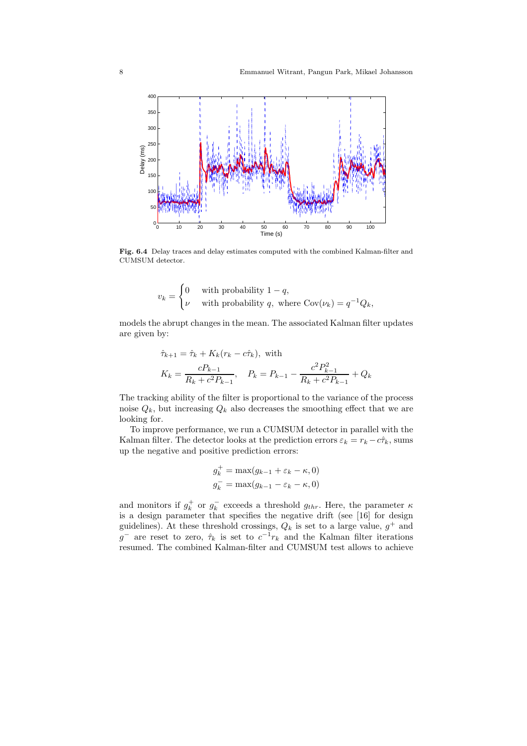Fig. 6.4 Delay traces and delay estimates computed with the combined Kalman-filter and CUMSUM detector.

$$v_k = \begin{cases} 0 & \text{with probability } 1-q, \\ \nu & \text{with probability } q, \text{ where } \mathrm{Cov}(\nu_k) = q^{-1}Q_k, \end{cases}$$

models the abrupt changes in the mean. The associated Kalman filter updates are given by:

$$\hat{\tau}_{k+1} = \hat{\tau}_k + K_k(r_k - c\hat{\tau}_k), \text{ with}$$

$$K_k = \frac{cP_{k-1}}{R_k + c^2 P_{k-1}}, \quad P_k = P_{k-1} - \frac{c^2 P_{k-1}^2}{R_k + c^2 P_{k-1}} + Q_k$$

The tracking ability of the filter is proportional to the variance of the process noise $Q_k$, but increasing $Q_k$ also decreases the smoothing effect that we are looking for.

To improve performance, we run a CUMSUM detector in parallel with the Kalman filter. The detector looks at the prediction errors $\varepsilon_k = r_k - c\hat{\tau}_k$, sums up the negative and positive prediction errors:

$$g_k^+ = \max(g_{k-1} + \varepsilon_k - \kappa, 0)$$
$$g_k^- = \max(g_{k-1} - \varepsilon_k - \kappa, 0)$$

and monitors if $g_k^+$ or $g_k^-$ exceeds a threshold $g_{thr}$. Here, the parameter $\kappa$ is a design parameter that specifies the negative drift (see [16] for design guidelines). At these threshold crossings, $Q_k$ is set to a large value, $g^+$ and $g^-$ are reset to zero, $\hat{\tau}_k$ is set to $c^{-1}r_k$ and the Kalman filter iterations resumed. The combined Kalman-filter and CUMSUM test allows to achieve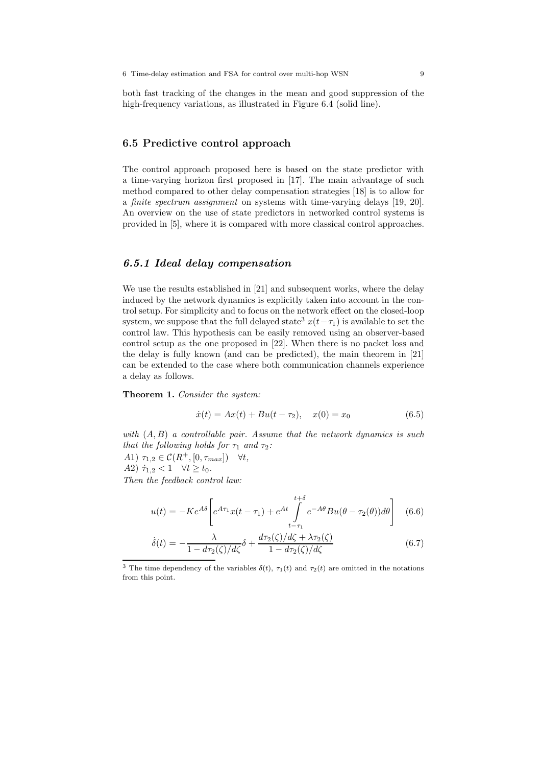both fast tracking of the changes in the mean and good suppression of the high-frequency variations, as illustrated in Figure 6.4 (solid line).

## 6.5 Predictive control approach

The control approach proposed here is based on the state predictor with a time-varying horizon first proposed in [17]. The main advantage of such method compared to other delay compensation strategies [18] is to allow for a *finite spectrum assignment* on systems with time-varying delays [19, 20]. An overview on the use of state predictors in networked control systems is provided in [5], where it is compared with more classical control approaches.

### *6.5.1 Ideal delay compensation*

We use the results established in [21] and subsequent works, where the delay induced by the network dynamics is explicitly taken into account in the control setup. For simplicity and to focus on the network effect on the closed-loop system, we suppose that the full delayed state[3] $x(t-\tau_1)$ is available to set the control law. This hypothesis can be easily removed using an observer-based control setup as the one proposed in [22]. When there is no packet loss and the delay is fully known (and can be predicted), the main theorem in [21] can be extended to the case where both communication channels experience a delay as follows.

**Theorem 1.** *Consider the system:*

$$\dot{x}(t) = Ax(t) + Bu(t - \tau_2), \quad x(0) = x_0 \tag{6.5}$$

*with* $(A, B)$ *a controllable pair. Assume that the network dynamics is such that the following holds for* $\tau_1$ *and* $\tau_2$*:*

*A1)* $\tau_{1,2} \in \mathcal{C}(R^+, [0, \tau_{max}]) \quad \forall t,$

*A2)* $\dot{\tau}_{1,2} < 1 \quad \forall t \geq t_0.$

*Then the feedback control law:*

$$u(t) = -Ke^{A\delta}\left[e^{A\tau_1}x(t-\tau_1) + e^{At}\int_{t-\tau_1}^{t+\delta} e^{-A\theta}Bu(\theta - \tau_2(\theta))d\theta\right] \tag{6.6}$$

$$\dot{\delta}(t) = -\frac{\lambda}{1 - d\tau_2(\zeta)/d\zeta}\delta + \frac{d\tau_2(\zeta)/d\zeta + \lambda\tau_2(\zeta)}{1 - d\tau_2(\zeta)/d\zeta} \tag{6.7}$$

[3] The time dependency of the variables $\delta(t)$, $\tau_1(t)$ and $\tau_2(t)$ are omitted in the notations from this point.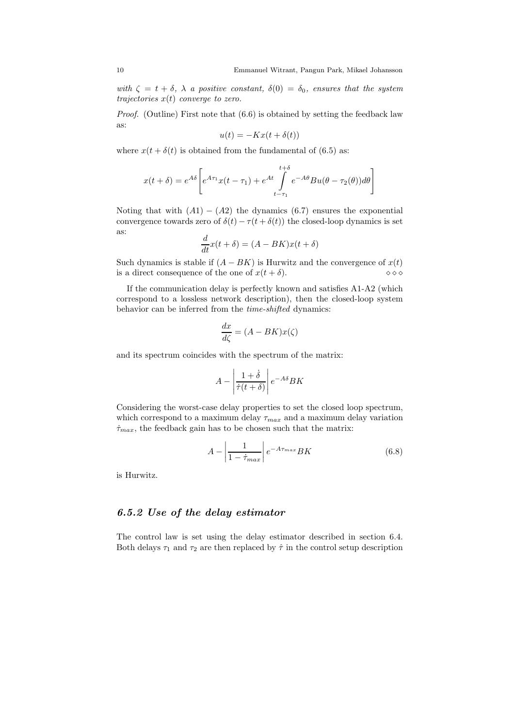*with $\zeta = t + \delta$, $\lambda$ a positive constant, $\delta(0) = \delta_0$, ensures that the system trajectories $x(t)$ converge to zero.*

*Proof.* (Outline) First note that (6.6) is obtained by setting the feedback law as:

$$u(t) = -Kx(t + \delta(t))$$

where $x(t + \delta(t))$ is obtained from the fundamental of (6.5) as:

$$x(t+\delta) = e^{A\delta}\left[e^{A\tau_1}x(t-\tau_1) + e^{At}\int_{t-\tau_1}^{t+\delta} e^{-A\theta}Bu(\theta - \tau_2(\theta))d\theta\right]$$

Noting that with $(A1) - (A2)$ the dynamics (6.7) ensures the exponential convergence towards zero of $\delta(t) - \tau(t + \delta(t))$ the closed-loop dynamics is set as:

$$\frac{d}{dt}x(t+\delta) = (A - BK)x(t+\delta)$$

Such dynamics is stable if $(A - BK)$ is Hurwitz and the convergence of $x(t)$ is a direct consequence of the one of $x(t + \delta)$. ◇◇◇

If the communication delay is perfectly known and satisfies A1-A2 (which correspond to a lossless network description), then the closed-loop system behavior can be inferred from the *time-shifted* dynamics:

$$\frac{dx}{d\zeta} = (A - BK)x(\zeta)$$

and its spectrum coincides with the spectrum of the matrix:

$$A - \left|\frac{1+\dot{\delta}}{\dot{\tau}(t+\delta)}\right| e^{-A\delta}BK$$

Considering the worst-case delay properties to set the closed loop spectrum, which correspond to a maximum delay $\tau_{max}$ and a maximum delay variation $\dot{\tau}_{max}$, the feedback gain has to be chosen such that the matrix:

$$A - \left|\frac{1}{1-\dot{\tau}_{max}}\right| e^{-A\tau_{max}}BK \tag{6.8}$$

is Hurwitz.

### 6.5.2 Use of the delay estimator

The control law is set using the delay estimator described in section 6.4. Both delays $\tau_1$ and $\tau_2$ are then replaced by $\hat{\tau}$ in the control setup description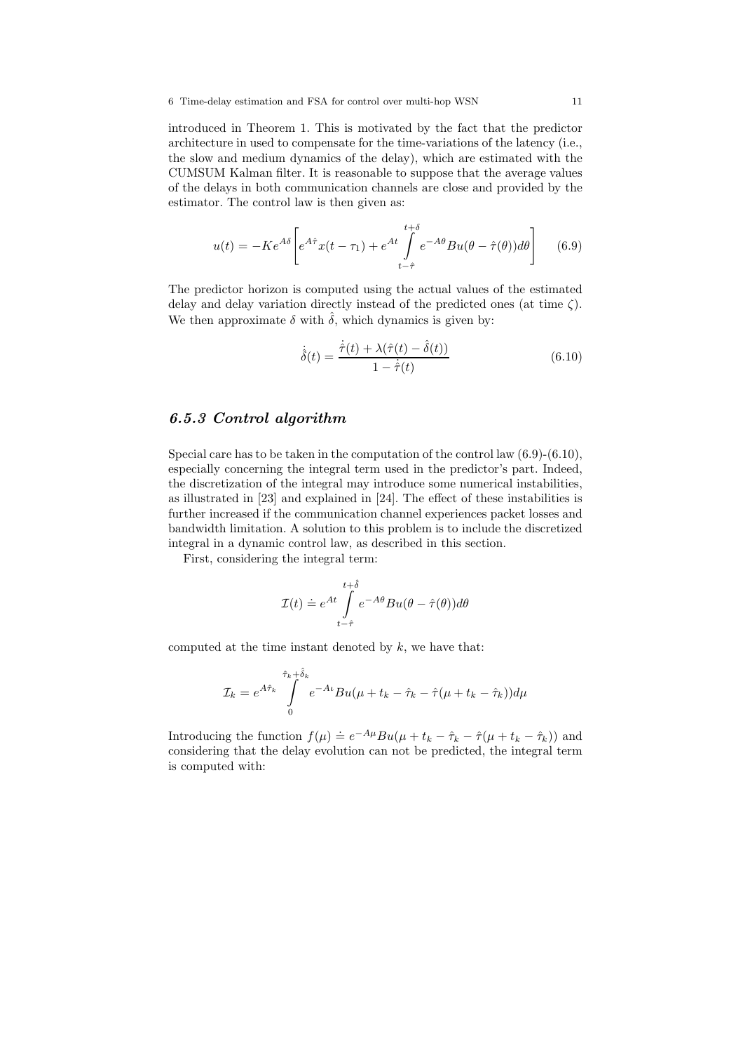introduced in Theorem 1. This is motivated by the fact that the predictor architecture in used to compensate for the time-variations of the latency (i.e., the slow and medium dynamics of the delay), which are estimated with the CUMSUM Kalman filter. It is reasonable to suppose that the average values of the delays in both communication channels are close and provided by the estimator. The control law is then given as:

$$u(t) = -Ke^{A\delta}\left[e^{A\hat{\tau}}x(t-\tau_1) + e^{At}\int_{t-\hat{\tau}}^{t+\delta} e^{-A\theta}Bu(\theta - \hat{\tau}(\theta))d\theta\right] \quad (6.9)$$

The predictor horizon is computed using the actual values of the estimated delay and delay variation directly instead of the predicted ones (at time $\zeta$). We then approximate $\delta$ with $\hat{\delta}$, which dynamics is given by:

$$\dot{\hat{\delta}}(t) = \frac{\dot{\hat{\tau}}(t) + \lambda(\hat{\tau}(t) - \hat{\delta}(t))}{1 - \dot{\hat{\tau}}(t)} \quad (6.10)$$

### *6.5.3 Control algorithm*

Special care has to be taken in the computation of the control law (6.9)-(6.10), especially concerning the integral term used in the predictor's part. Indeed, the discretization of the integral may introduce some numerical instabilities, as illustrated in [23] and explained in [24]. The effect of these instabilities is further increased if the communication channel experiences packet losses and bandwidth limitation. A solution to this problem is to include the discretized integral in a dynamic control law, as described in this section.

First, considering the integral term:

$$\mathcal{I}(t) \doteq e^{At}\int_{t-\hat{\tau}}^{t+\hat{\delta}} e^{-A\theta}Bu(\theta - \hat{\tau}(\theta))d\theta$$

computed at the time instant denoted by $k$, we have that:

$$\mathcal{I}_k = e^{A\hat{\tau}_k}\int_{0}^{\hat{\tau}_k+\hat{\delta}_k} e^{-A\iota}Bu(\mu + t_k - \hat{\tau}_k - \hat{\tau}(\mu + t_k - \hat{\tau}_k))d\mu$$

Introducing the function $f(\mu) \doteq e^{-A\mu}Bu(\mu + t_k - \hat{\tau}_k - \hat{\tau}(\mu + t_k - \hat{\tau}_k))$ and considering that the delay evolution can not be predicted, the integral term is computed with: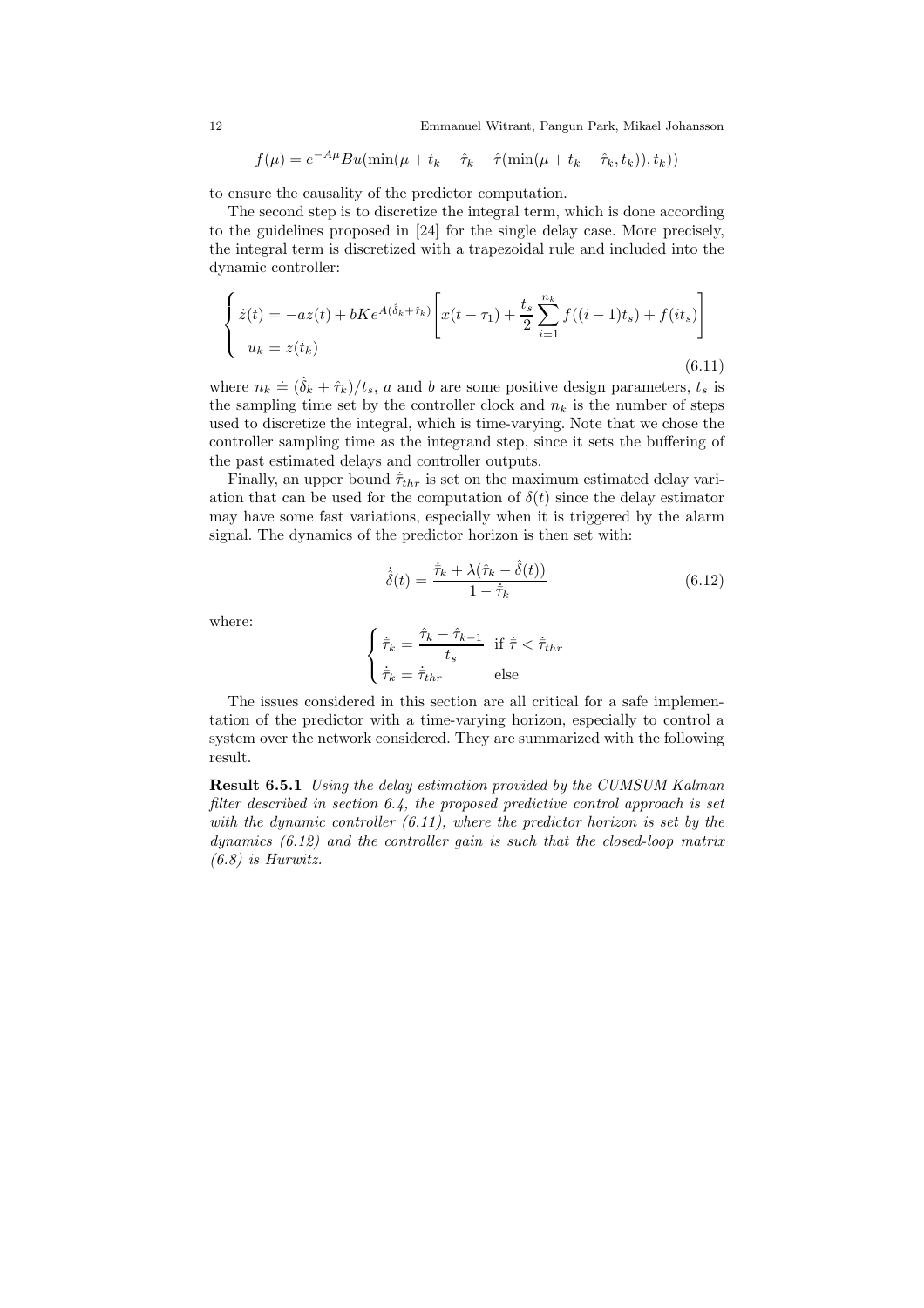$$f(\mu) = e^{-A\mu} Bu(\min(\mu + t_k - \hat{\tau}_k - \hat{\tau}(\min(\mu + t_k - \hat{\tau}_k, t_k)), t_k))$$

to ensure the causality of the predictor computation.

The second step is to discretize the integral term, which is done according to the guidelines proposed in [24] for the single delay case. More precisely, the integral term is discretized with a trapezoidal rule and included into the dynamic controller:

$$\begin{cases} \dot{z}(t) = -az(t) + bKe^{A(\hat{\delta}_k + \hat{\tau}_k)} \left[ x(t - \tau_1) + \dfrac{t_s}{2} \displaystyle\sum_{i=1}^{n_k} f((i-1)t_s) + f(it_s) \right] \\ u_k = z(t_k) \end{cases} \tag{6.11}$$

where $n_k \doteq (\hat{\delta}_k + \hat{\tau}_k)/t_s$, $a$ and $b$ are some positive design parameters, $t_s$ is the sampling time set by the controller clock and $n_k$ is the number of steps used to discretize the integral, which is time-varying. Note that we chose the controller sampling time as the integrand step, since it sets the buffering of the past estimated delays and controller outputs.

Finally, an upper bound $\dot{\hat{\tau}}_{thr}$ is set on the maximum estimated delay variation that can be used for the computation of $\delta(t)$ since the delay estimator may have some fast variations, especially when it is triggered by the alarm signal. The dynamics of the predictor horizon is then set with:

$$\dot{\hat{\delta}}(t) = \frac{\dot{\hat{\tau}}_k + \lambda(\hat{\tau}_k - \hat{\delta}(t))}{1 - \dot{\hat{\tau}}_k} \tag{6.12}$$

where:

$$\begin{cases} \dot{\hat{\tau}}_k = \dfrac{\hat{\tau}_k - \hat{\tau}_{k-1}}{t_s} & \text{if } \dot{\hat{\tau}} < \dot{\hat{\tau}}_{thr} \\ \dot{\hat{\tau}}_k = \dot{\hat{\tau}}_{thr} & \text{else} \end{cases}$$

The issues considered in this section are all critical for a safe implementation of the predictor with a time-varying horizon, especially to control a system over the network considered. They are summarized with the following result.

**Result 6.5.1** *Using the delay estimation provided by the CUMSUM Kalman filter described in section 6.4, the proposed predictive control approach is set with the dynamic controller (6.11), where the predictor horizon is set by the dynamics (6.12) and the controller gain is such that the closed-loop matrix (6.8) is Hurwitz.*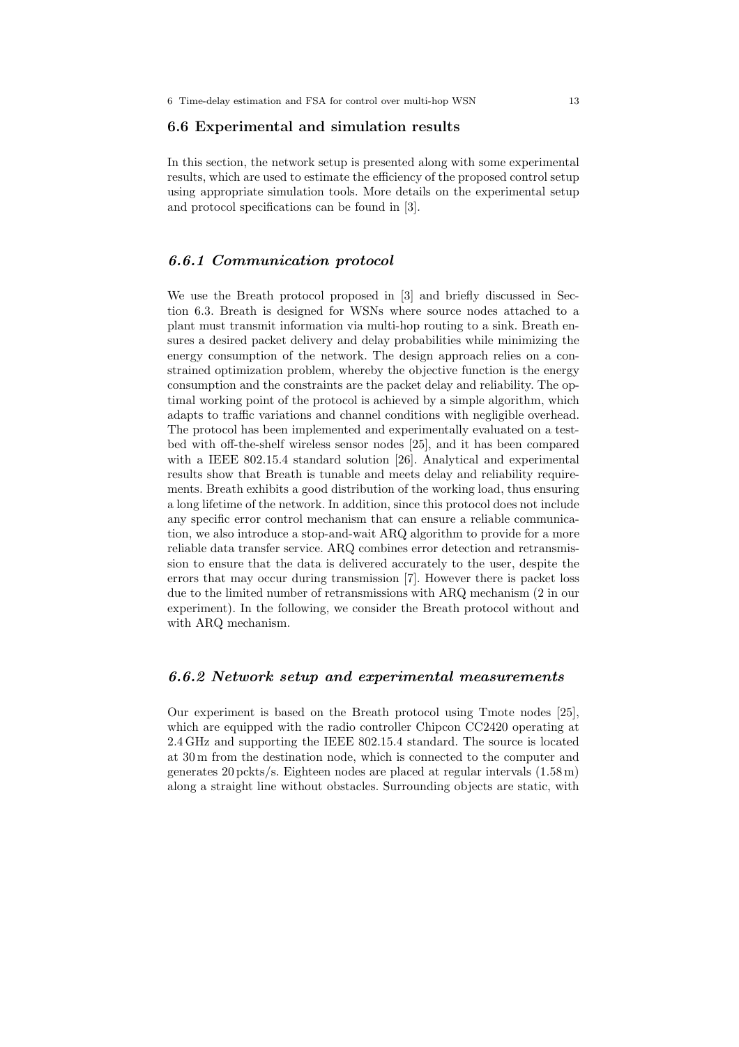## 6.6 Experimental and simulation results

In this section, the network setup is presented along with some experimental results, which are used to estimate the efficiency of the proposed control setup using appropriate simulation tools. More details on the experimental setup and protocol specifications can be found in [3].

### *6.6.1 Communication protocol*

We use the Breath protocol proposed in [3] and briefly discussed in Section 6.3. Breath is designed for WSNs where source nodes attached to a plant must transmit information via multi-hop routing to a sink. Breath ensures a desired packet delivery and delay probabilities while minimizing the energy consumption of the network. The design approach relies on a constrained optimization problem, whereby the objective function is the energy consumption and the constraints are the packet delay and reliability. The optimal working point of the protocol is achieved by a simple algorithm, which adapts to traffic variations and channel conditions with negligible overhead. The protocol has been implemented and experimentally evaluated on a testbed with off-the-shelf wireless sensor nodes [25], and it has been compared with a IEEE 802.15.4 standard solution [26]. Analytical and experimental results show that Breath is tunable and meets delay and reliability requirements. Breath exhibits a good distribution of the working load, thus ensuring a long lifetime of the network. In addition, since this protocol does not include any specific error control mechanism that can ensure a reliable communication, we also introduce a stop-and-wait ARQ algorithm to provide for a more reliable data transfer service. ARQ combines error detection and retransmission to ensure that the data is delivered accurately to the user, despite the errors that may occur during transmission [7]. However there is packet loss due to the limited number of retransmissions with ARQ mechanism (2 in our experiment). In the following, we consider the Breath protocol without and with ARQ mechanism.

### *6.6.2 Network setup and experimental measurements*

Our experiment is based on the Breath protocol using Tmote nodes [25], which are equipped with the radio controller Chipcon CC2420 operating at 2.4 GHz and supporting the IEEE 802.15.4 standard. The source is located at 30 m from the destination node, which is connected to the computer and generates 20 pckts/s. Eighteen nodes are placed at regular intervals (1.58 m) along a straight line without obstacles. Surrounding objects are static, with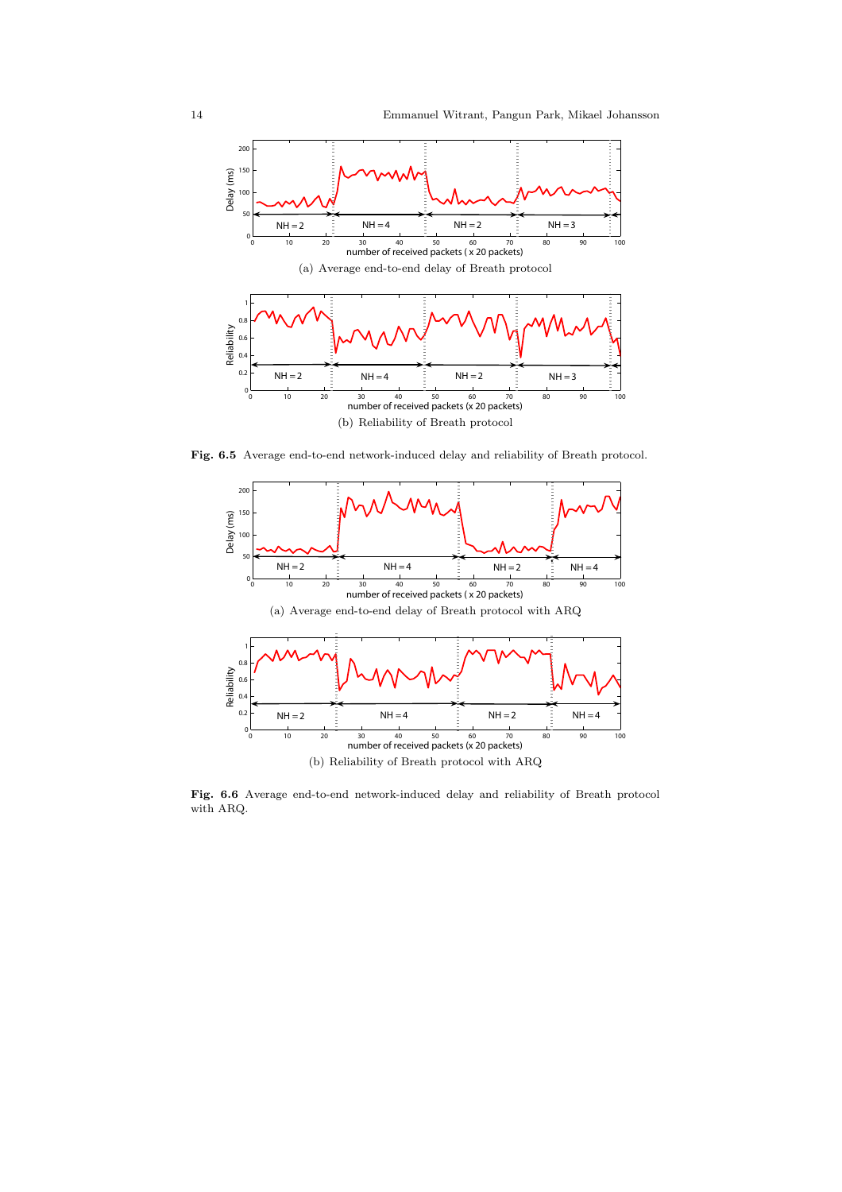(a) Average end-to-end delay of Breath protocol

(b) Reliability of Breath protocol

**Fig. 6.5** Average end-to-end network-induced delay and reliability of Breath protocol.

(a) Average end-to-end delay of Breath protocol with ARQ

(b) Reliability of Breath protocol with ARQ

**Fig. 6.6** Average end-to-end network-induced delay and reliability of Breath protocol with ARQ.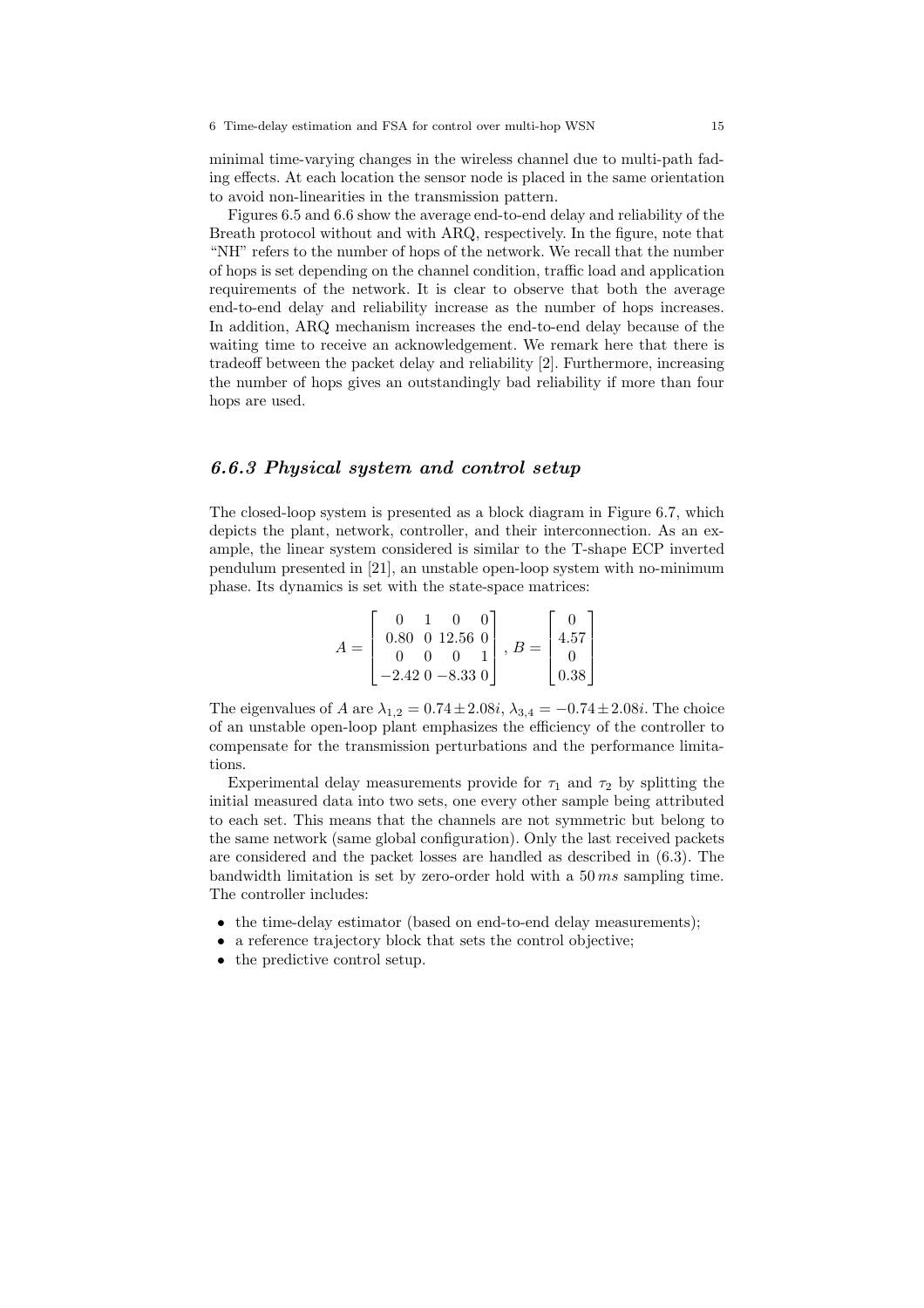minimal time-varying changes in the wireless channel due to multi-path fading effects. At each location the sensor node is placed in the same orientation to avoid non-linearities in the transmission pattern.

Figures 6.5 and 6.6 show the average end-to-end delay and reliability of the Breath protocol without and with ARQ, respectively. In the figure, note that "NH" refers to the number of hops of the network. We recall that the number of hops is set depending on the channel condition, traffic load and application requirements of the network. It is clear to observe that both the average end-to-end delay and reliability increase as the number of hops increases. In addition, ARQ mechanism increases the end-to-end delay because of the waiting time to receive an acknowledgement. We remark here that there is tradeoff between the packet delay and reliability [2]. Furthermore, increasing the number of hops gives an outstandingly bad reliability if more than four hops are used.

### *6.6.3 Physical system and control setup*

The closed-loop system is presented as a block diagram in Figure 6.7, which depicts the plant, network, controller, and their interconnection. As an example, the linear system considered is similar to the T-shape ECP inverted pendulum presented in [21], an unstable open-loop system with no-minimum phase. Its dynamics is set with the state-space matrices:

$$A = \begin{bmatrix} 0 & 1 & 0 & 0 \\ 0.80 & 0 & 12.56 & 0 \\ 0 & 0 & 0 & 1 \\ -2.42 & 0 & -8.33 & 0 \end{bmatrix}, \; B = \begin{bmatrix} 0 \\ 4.57 \\ 0 \\ 0.38 \end{bmatrix}$$

The eigenvalues of $A$ are $\lambda_{1,2} = 0.74 \pm 2.08i$, $\lambda_{3,4} = -0.74 \pm 2.08i$. The choice of an unstable open-loop plant emphasizes the efficiency of the controller to compensate for the transmission perturbations and the performance limitations.

Experimental delay measurements provide for $\tau_1$ and $\tau_2$ by splitting the initial measured data into two sets, one every other sample being attributed to each set. This means that the channels are not symmetric but belong to the same network (same global configuration). Only the last received packets are considered and the packet losses are handled as described in (6.3). The bandwidth limitation is set by zero-order hold with a $50\,ms$ sampling time. The controller includes:

- the time-delay estimator (based on end-to-end delay measurements);
- a reference trajectory block that sets the control objective;
- the predictive control setup.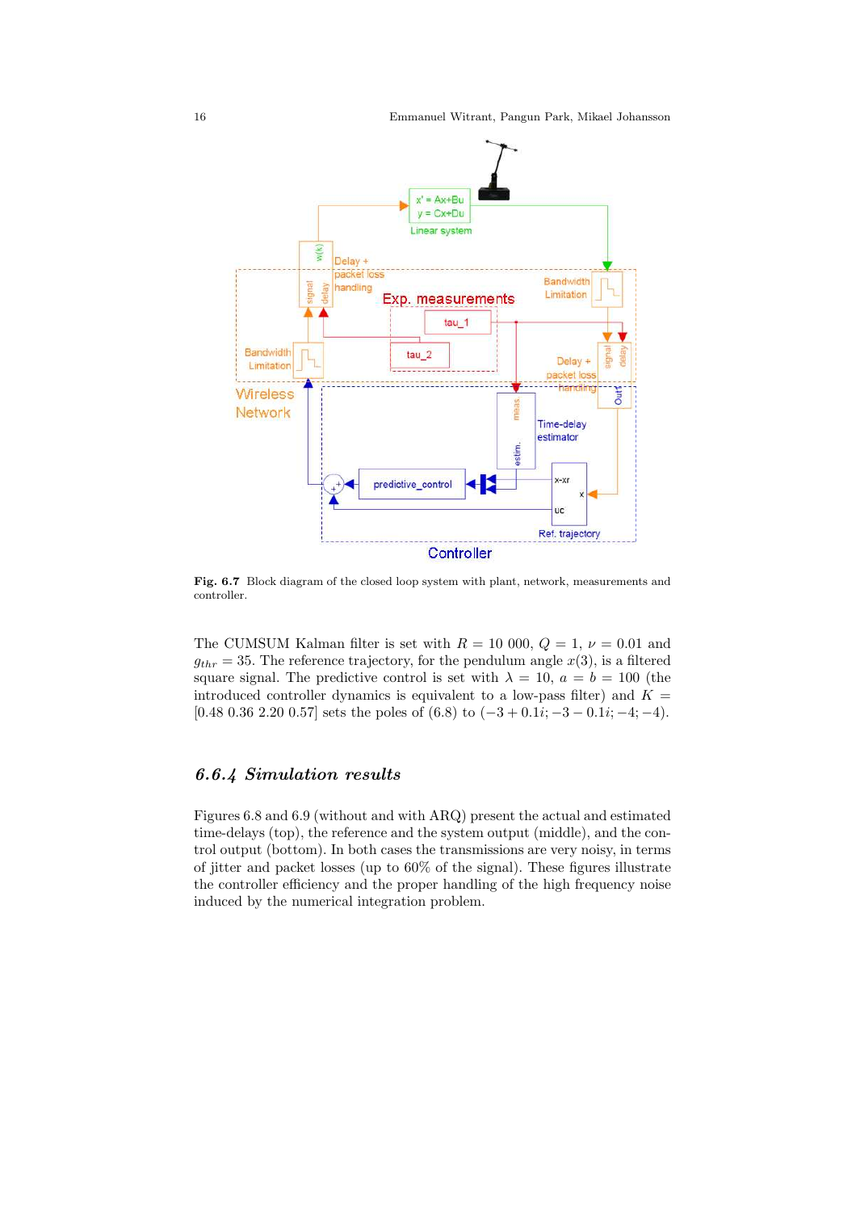Fig. 6.7 Block diagram of the closed loop system with plant, network, measurements and controller.

The CUMSUM Kalman filter is set with $R = 10\ 000$, $Q = 1$, $\nu = 0.01$ and $g_{thr} = 35$. The reference trajectory, for the pendulum angle $x(3)$, is a filtered square signal. The predictive control is set with $\lambda = 10$, $a = b = 100$ (the introduced controller dynamics is equivalent to a low-pass filter) and $K = [0.48\ 0.36\ 2.20\ 0.57]$ sets the poles of (6.8) to $(-3+0.1i; -3-0.1i; -4; -4)$.

### 6.6.4 Simulation results

Figures 6.8 and 6.9 (without and with ARQ) present the actual and estimated time-delays (top), the reference and the system output (middle), and the control output (bottom). In both cases the transmissions are very noisy, in terms of jitter and packet losses (up to 60% of the signal). These figures illustrate the controller efficiency and the proper handling of the high frequency noise induced by the numerical integration problem.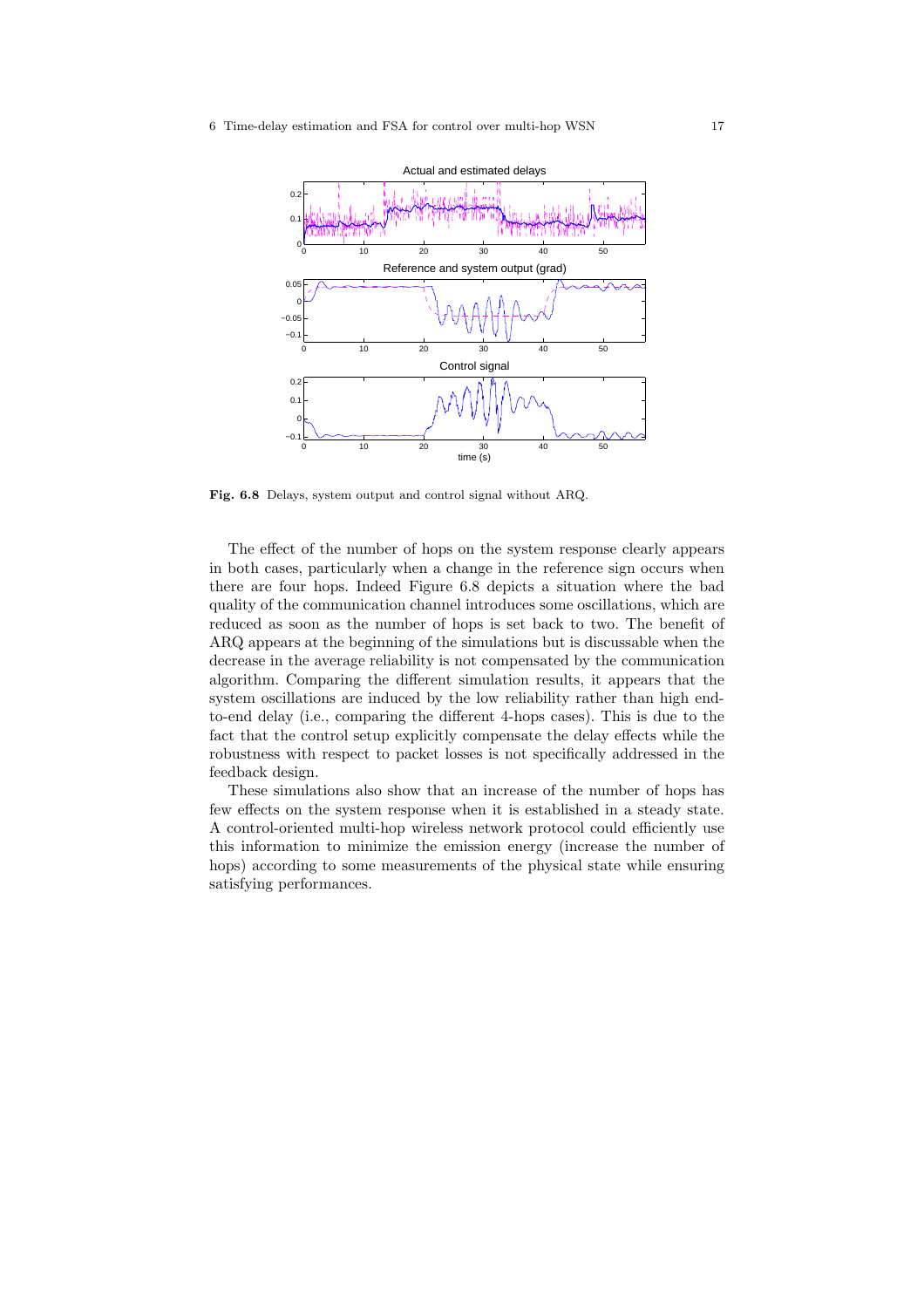Fig. 6.8 Delays, system output and control signal without ARQ.

The effect of the number of hops on the system response clearly appears in both cases, particularly when a change in the reference sign occurs when there are four hops. Indeed Figure 6.8 depicts a situation where the bad quality of the communication channel introduces some oscillations, which are reduced as soon as the number of hops is set back to two. The benefit of ARQ appears at the beginning of the simulations but is discussable when the decrease in the average reliability is not compensated by the communication algorithm. Comparing the different simulation results, it appears that the system oscillations are induced by the low reliability rather than high end-to-end delay (i.e., comparing the different 4-hops cases). This is due to the fact that the control setup explicitly compensate the delay effects while the robustness with respect to packet losses is not specifically addressed in the feedback design.

These simulations also show that an increase of the number of hops has few effects on the system response when it is established in a steady state. A control-oriented multi-hop wireless network protocol could efficiently use this information to minimize the emission energy (increase the number of hops) according to some measurements of the physical state while ensuring satisfying performances.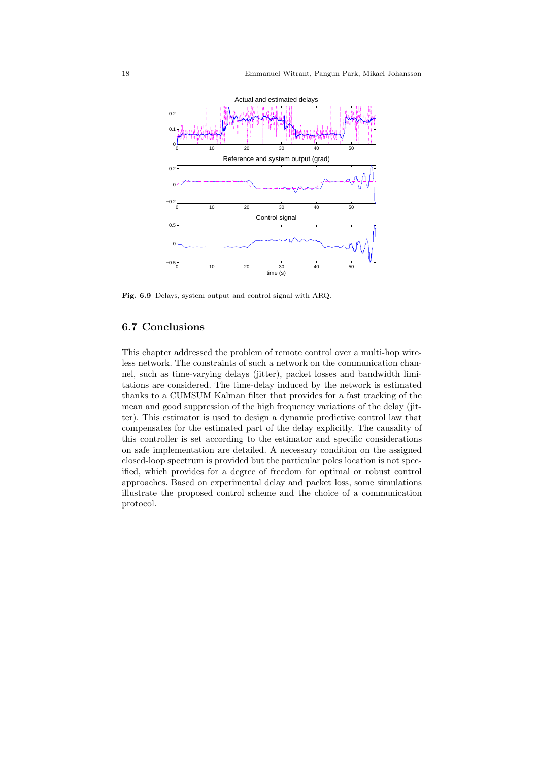**Fig. 6.9** Delays, system output and control signal with ARQ.

## 6.7 Conclusions

This chapter addressed the problem of remote control over a multi-hop wireless network. The constraints of such a network on the communication channel, such as time-varying delays (jitter), packet losses and bandwidth limitations are considered. The time-delay induced by the network is estimated thanks to a CUMSUM Kalman filter that provides for a fast tracking of the mean and good suppression of the high frequency variations of the delay (jitter). This estimator is used to design a dynamic predictive control law that compensates for the estimated part of the delay explicitly. The causality of this controller is set according to the estimator and specific considerations on safe implementation are detailed. A necessary condition on the assigned closed-loop spectrum is provided but the particular poles location is not specified, which provides for a degree of freedom for optimal or robust control approaches. Based on experimental delay and packet loss, some simulations illustrate the proposed control scheme and the choice of a communication protocol.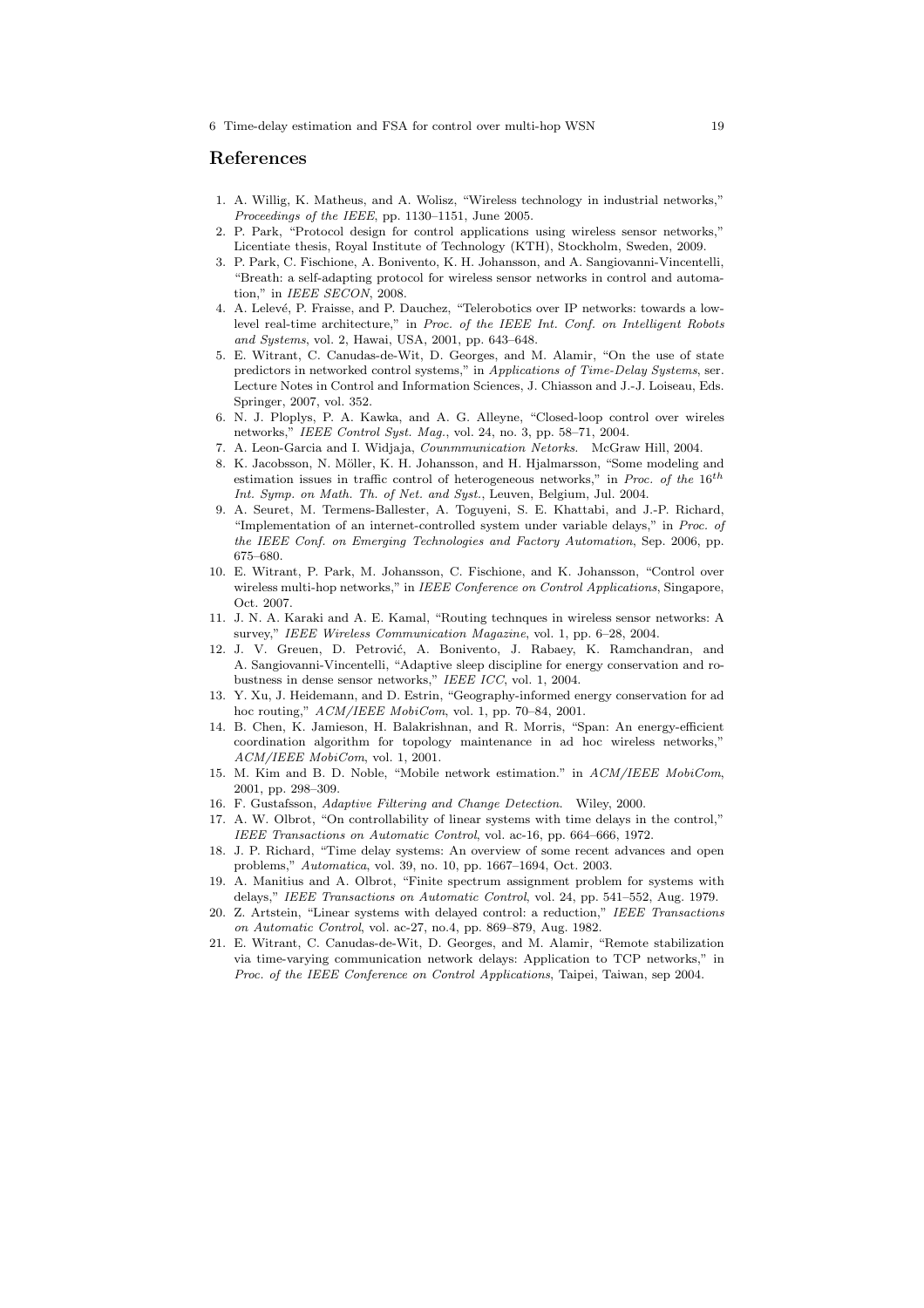## References

1. A. Willig, K. Matheus, and A. Wolisz, "Wireless technology in industrial networks," *Proceedings of the IEEE*, pp. 1130–1151, June 2005.
2. P. Park, "Protocol design for control applications using wireless sensor networks," Licentiate thesis, Royal Institute of Technology (KTH), Stockholm, Sweden, 2009.
3. P. Park, C. Fischione, A. Bonivento, K. H. Johansson, and A. Sangiovanni-Vincentelli, "Breath: a self-adapting protocol for wireless sensor networks in control and automation," in *IEEE SECON*, 2008.
4. A. Lelevé, P. Fraisse, and P. Dauchez, "Telerobotics over IP networks: towards a low-level real-time architecture," in *Proc. of the IEEE Int. Conf. on Intelligent Robots and Systems*, vol. 2, Hawai, USA, 2001, pp. 643–648.
5. E. Witrant, C. Canudas-de-Wit, D. Georges, and M. Alamir, "On the use of state predictors in networked control systems," in *Applications of Time-Delay Systems*, ser. Lecture Notes in Control and Information Sciences, J. Chiasson and J.-J. Loiseau, Eds. Springer, 2007, vol. 352.
6. N. J. Ploplys, P. A. Kawka, and A. G. Alleyne, "Closed-loop control over wireles networks," *IEEE Control Syst. Mag.*, vol. 24, no. 3, pp. 58–71, 2004.
7. A. Leon-Garcia and I. Widjaja, *Counmmunication Netorks*. McGraw Hill, 2004.
8. K. Jacobsson, N. Möller, K. H. Johansson, and H. Hjalmarsson, "Some modeling and estimation issues in traffic control of heterogeneous networks," in *Proc. of the $16^{th}$ Int. Symp. on Math. Th. of Net. and Syst.*, Leuven, Belgium, Jul. 2004.
9. A. Seuret, M. Termens-Ballester, A. Toguyeni, S. E. Khattabi, and J.-P. Richard, "Implementation of an internet-controlled system under variable delays," in *Proc. of the IEEE Conf. on Emerging Technologies and Factory Automation*, Sep. 2006, pp. 675–680.
10. E. Witrant, P. Park, M. Johansson, C. Fischione, and K. Johansson, "Control over wireless multi-hop networks," in *IEEE Conference on Control Applications*, Singapore, Oct. 2007.
11. J. N. A. Karaki and A. E. Kamal, "Routing technques in wireless sensor networks: A survey," *IEEE Wireless Communication Magazine*, vol. 1, pp. 6–28, 2004.
12. J. V. Greuen, D. Petrović, A. Bonivento, J. Rabaey, K. Ramchandran, and A. Sangiovanni-Vincentelli, "Adaptive sleep discipline for energy conservation and robustness in dense sensor networks," *IEEE ICC*, vol. 1, 2004.
13. Y. Xu, J. Heidemann, and D. Estrin, "Geography-informed energy conservation for ad hoc routing," *ACM/IEEE MobiCom*, vol. 1, pp. 70–84, 2001.
14. B. Chen, K. Jamieson, H. Balakrishnan, and R. Morris, "Span: An energy-efficient coordination algorithm for topology maintenance in ad hoc wireless networks," *ACM/IEEE MobiCom*, vol. 1, 2001.
15. M. Kim and B. D. Noble, "Mobile network estimation." in *ACM/IEEE MobiCom*, 2001, pp. 298–309.
16. F. Gustafsson, *Adaptive Filtering and Change Detection*. Wiley, 2000.
17. A. W. Olbrot, "On controllability of linear systems with time delays in the control," *IEEE Transactions on Automatic Control*, vol. ac-16, pp. 664–666, 1972.
18. J. P. Richard, "Time delay systems: An overview of some recent advances and open problems," *Automatica*, vol. 39, no. 10, pp. 1667–1694, Oct. 2003.
19. A. Manitius and A. Olbrot, "Finite spectrum assignment problem for systems with delays," *IEEE Transactions on Automatic Control*, vol. 24, pp. 541–552, Aug. 1979.
20. Z. Artstein, "Linear systems with delayed control: a reduction," *IEEE Transactions on Automatic Control*, vol. ac-27, no.4, pp. 869–879, Aug. 1982.
21. E. Witrant, C. Canudas-de-Wit, D. Georges, and M. Alamir, "Remote stabilization via time-varying communication network delays: Application to TCP networks," in *Proc. of the IEEE Conference on Control Applications*, Taipei, Taiwan, sep 2004.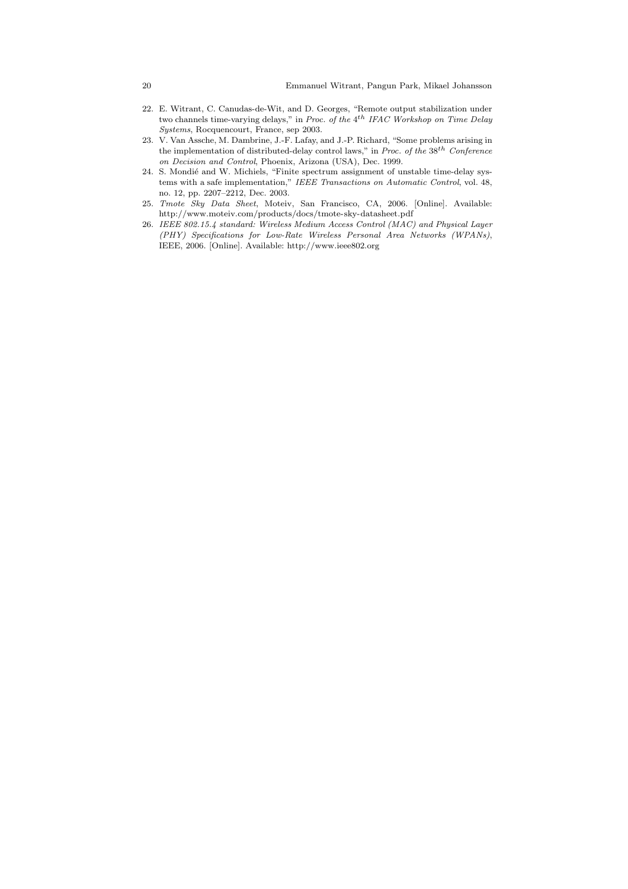22. E. Witrant, C. Canudas-de-Wit, and D. Georges, "Remote output stabilization under two channels time-varying delays," in *Proc. of the* $4^{th}$ *IFAC Workshop on Time Delay Systems*, Rocquencourt, France, sep 2003.
23. V. Van Assche, M. Dambrine, J.-F. Lafay, and J.-P. Richard, "Some problems arising in the implementation of distributed-delay control laws," in *Proc. of the* $38^{th}$ *Conference on Decision and Control*, Phoenix, Arizona (USA), Dec. 1999.
24. S. Mondié and W. Michiels, "Finite spectrum assignment of unstable time-delay systems with a safe implementation," *IEEE Transactions on Automatic Control*, vol. 48, no. 12, pp. 2207–2212, Dec. 2003.
25. *Tmote Sky Data Sheet*, Moteiv, San Francisco, CA, 2006. [Online]. Available: http://www.moteiv.com/products/docs/tmote-sky-datasheet.pdf
26. *IEEE 802.15.4 standard: Wireless Medium Access Control (MAC) and Physical Layer (PHY) Specifications for Low-Rate Wireless Personal Area Networks (WPANs)*, IEEE, 2006. [Online]. Available: http://www.ieee802.org